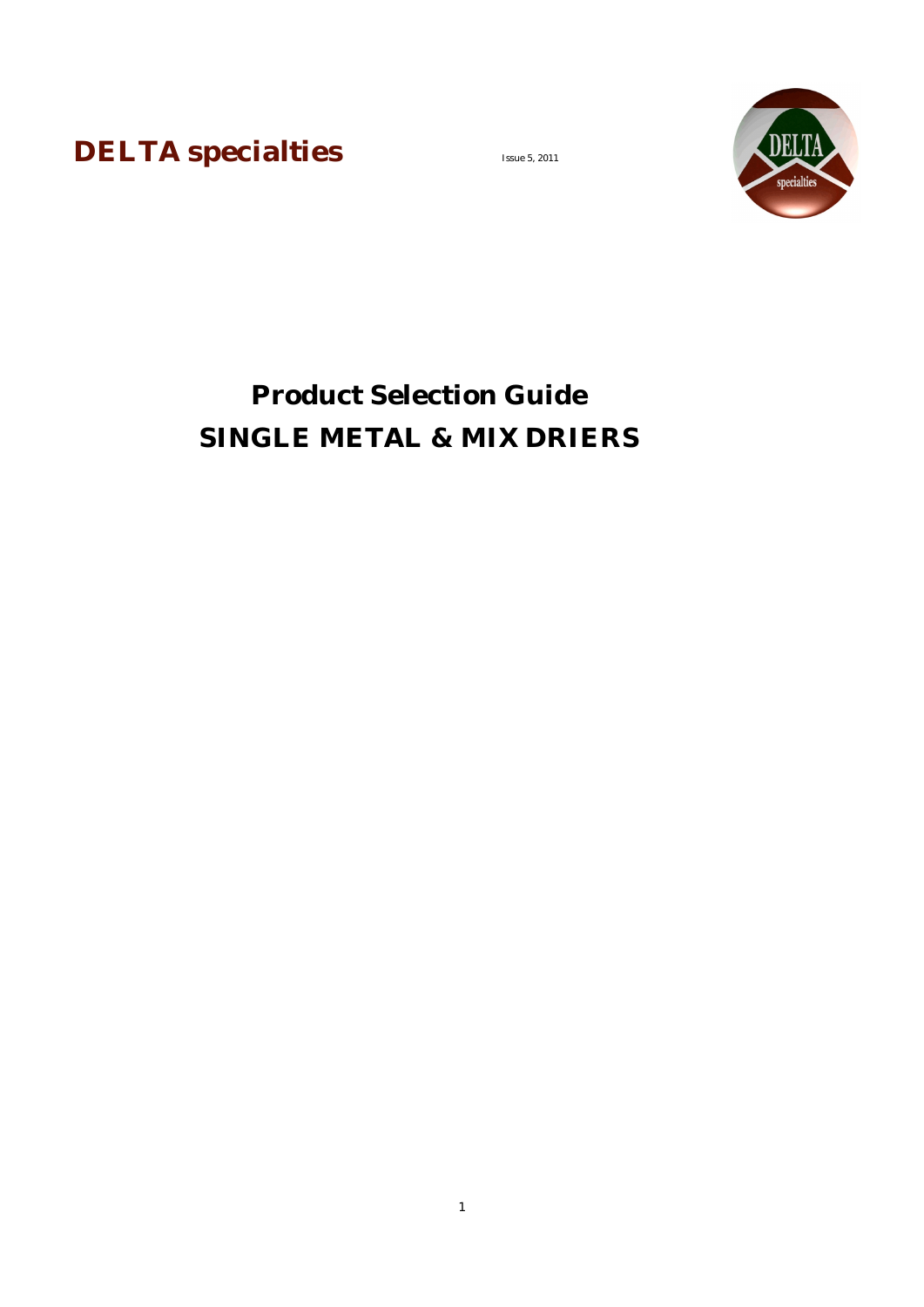**DELTA specialties**

Issue 5, 2011

# Product Selection Guide
# SINGLE METAL & MIX DRIERS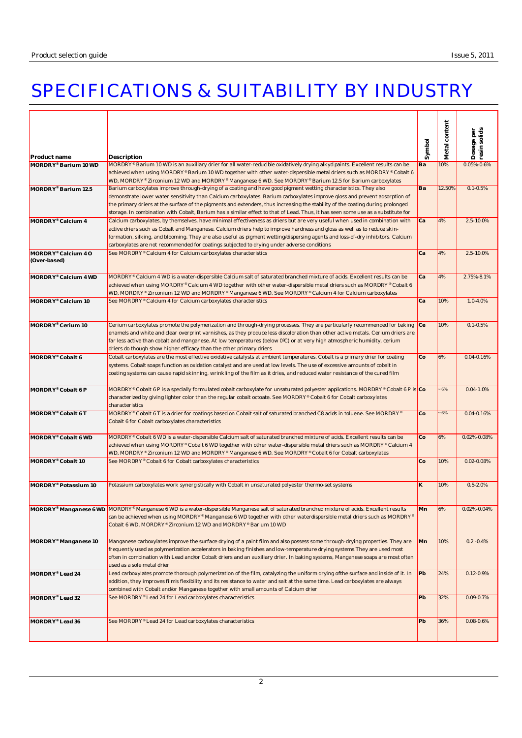# SPECIFICATIONS & SUITABILITY BY INDUSTRY

| Product name | Description | Symbol | Metal content | Dosage per resin solids |
|---|---|---|---|---|
| **MORDRY® Barium 10 WD** | MORDRY® Barium 10 WD is an auxiliary drier for all water-reducible oxidatively drying alkyd paints. Excellent results can be achieved when using MORDRY® Barium 10 WD together with other water-dispersible metal driers such as MORDRY® Cobalt 6 WD, MORDRY® Zirconium 12 WD and MORDRY® Manganese 6 WD. See MORDRY® Barium 12.5 for Barium carboxylates | Ba | 10% | 0.05%-0.6% |
| **MORDRY® Barium 12.5** | Barium carboxylates improve through-drying of a coating and have good pigment wetting characteristics. They also demonstrate lower water sensitivity than Calcium carboxylates. Barium carboxylates improve gloss and prevent adsorption of the primary driers at the surface of the pigments and extenders, thus increasing the stability of the coating during prolonged storage. In combination with Cobalt, Barium has a similar effect to that of Lead. Thus, it has seen some use as a substitute for | Ba | 12.50% | 0.1-0.5% |
| **MORDRY® Calcium 4** | Calcium carboxylates, by themselves, have minimal effectiveness as driers but are very useful when used in combination with active driers such as Cobalt and Manganese. Calcium driers help to improve hardness and gloss as well as to reduce skin-formation, silking, and blooming. They are also useful as pigment wetting/dispersing agents and loss-of-dry inhibitors. Calcium carboxylates are not recommended for coatings subjected to drying under adverse conditions | Ca | 4% | 2.5-10.0% |
| **MORDRY® Calcium 4 O (Over-based)** | See MORDRY® Calcium 4 for Calcium carboxylates characteristics | Ca | 4% | 2.5-10.0% |
| **MORDRY® Calcium 4 WD** | MORDRY® Calcium 4 WD is a water-dispersible Calcium salt of saturated branched mixture of acids. Excellent results can be achieved when using MORDRY® Calcium 4 WD together with other water-dispersible metal driers such as MORDRY® Cobalt 6 WD, MORDRY® Zirconium 12 WD and MORDRY® Manganese 6 WD. See MORDRY® Calcium 4 for Calcium carboxylates | Ca | 4% | 2.75%-8.1% |
| **MORDRY® Calcium 10** | See MORDRY® Calcium 4 for Calcium carboxylates characteristics | Ca | 10% | 1.0-4.0% |
| **MORDRY® Cerium 10** | Cerium carboxylates promote the polymerization and through-drying processes. They are particularly recommended for baking enamels and white and clear overprint varnishes, as they produce less discoloration than other active metals. Cerium driers are far less active than cobalt and manganese. At low temperatures (below 0ºC) or at very high atmospheric humidity, cerium driers do though show higher efficacy than the other primary driers | Ce | 10% | 0.1-0.5% |
| **MORDRY® Cobalt 6** | Cobalt carboxylates are the most effective oxidative catalysts at ambient temperatures. Cobalt is a primary drier for coating systems. Cobalt soaps function as oxidation catalyst and are used at low levels. The use of excessive amounts of cobalt in coating systems can cause rapid skinning, wrinkling of the film as it dries, and reduced water resistance of the cured film | Co | 6% | 0.04-0.16% |
| **MORDRY® Cobalt 6 P** | MORDRY® Cobalt 6 P is a specially formulated cobalt carboxylate for unsaturated polyester applications. MORDRY® Cobalt 6 P is characterized by giving lighter color than the regular cobalt octoate. See MORDRY® Cobalt 6 for Cobalt carboxylates characteristics | Co | ~6% | 0.04-1.0% |
| **MORDRY® Cobalt 6 T** | MORDRY® Cobalt 6 T is a drier for coatings based on Cobalt salt of saturated branched C8 acids in toluene. See MORDRY® Cobalt 6 for Cobalt carboxylates characteristics | Co | ~6% | 0.04-0.16% |
| **MORDRY® Cobalt 6 WD** | MORDRY® Cobalt 6 WD is a water-dispersible Calcium salt of saturated branched mixture of acids. Excellent results can be achieved when using MORDRY® Cobalt 6 WD together with other water-dispersible metal driers such as MORDRY® Calcium 4 WD, MORDRY® Zirconium 12 WD and MORDRY® Manganese 6 WD. See MORDRY® Cobalt 6 for Cobalt carboxylates | Co | 6% | 0.02%-0.08% |
| **MORDRY® Cobalt 10** | See MORDRY® Cobalt 6 for Cobalt carboxylates characteristics | Co | 10% | 0.02-0.08% |
| **MORDRY® Potassium 10** | Potassium carboxylates work synergistically with Cobalt in unsaturated polyester thermo-set systems | K | 10% | 0.5-2.0% |
| **MORDRY® Manganese 6 WD** | MORDRY® Manganese 6 WD is a water-dispersible Manganese salt of saturated branched mixture of acids. Excellent results can be achieved when using MORDRY® Manganese 6 WD together with other waterdispersible metal driers such as MORDRY® Cobalt 6 WD, MORDRY® Zirconium 12 WD and MORDRY® Barium 10 WD | Mn | 6% | 0.02%-0.04% |
| **MORDRY® Manganese 10** | Manganese carboxylates improve the surface drying of a paint film and also possess some through-drying properties. They are frequently used as polymerization accelerators in baking finishes and low-temperature drying systems.They are used most often in combination with Lead and/or Cobalt driers and an auxiliary drier. In baking systems, Manganese soaps are most often used as a sole metal drier | Mn | 10% | 0.2 -0.4% |
| **MORDRY® Lead 24** | Lead carboxylates promote thorough polymerization of the film, catalyzing the uniform drying ofthe surface and inside of it. In addition, they improves film's flexibility and its resistance to water and salt at the same time. Lead carboxylates are always combined with Cobalt and/or Manganese together with small amounts of Calcium drier | Pb | 24% | 0.12-0.9% |
| **MORDRY® Lead 32** | See MORDRY® Lead 24 for Lead carboxylates characteristics | Pb | 32% | 0.09-0.7% |
| **MORDRY® Lead 36** | See MORDRY® Lead 24 for Lead carboxylates characteristics | Pb | 36% | 0.08-0.6% |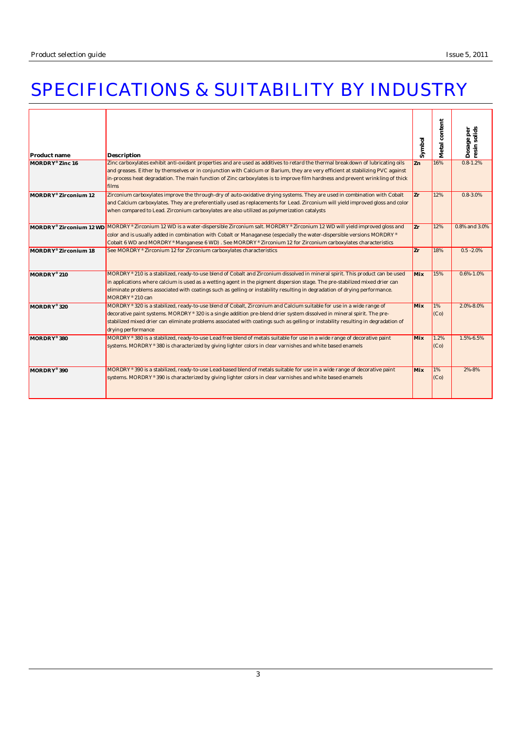# SPECIFICATIONS & SUITABILITY BY INDUSTRY

| Product name | Description | Symbol | Metal content | Dosage per resin solids |
|---|---|---|---|---|
| **MORDRY® Zinc 16** | Zinc carboxylates exhibit anti-oxidant properties and are used as additives to retard the thermal breakdown of lubricating oils and greases. Either by themselves or in conjunction with Calcium or Barium, they are very efficient at stabilizing PVC against in-process heat degradation. The main function of Zinc carboxylates is to improve film hardness and prevent wrinkling of thick films | **Zn** | 16% | 0.8-1.2% |
| **MORDRY® Zirconium 12** | Zirconium carboxylates improve the through-dry of auto-oxidative drying systems. They are used in combination with Cobalt and Calcium carboxylates. They are preferentially used as replacements for Lead. Zirconium will yield improved gloss and color when compared to Lead. Zirconium carboxylates are also utilized as polymerization catalysts | **Zr** | 12% | 0.8-3.0% |
| **MORDRY® Zirconium 12 WD** | MORDRY® Zirconium 12 WD is a water-dispersible Zirconium salt. MORDRY® Zirconium 12 WD will yield improved gloss and color and is usually added in combination with Cobalt or Managanese (especially the water-dispersible versions MORDRY® Cobalt 6 WD and MORDRY® Manganese 6 WD) . See MORDRY® Zirconium 12 for Zirconium carboxylates characteristics | **Zr** | 12% | 0.8% and 3.0% |
| **MORDRY® Zirconium 18** | See MORDRY® Zirconium 12 for Zirconium carboxylates characteristics | **Zr** | 18% | 0.5 -2.0% |
| **MORDRY® 210** | MORDRY® 210 is a stabilized, ready-to-use blend of Cobalt and Zirconium dissolved in mineral spirit. This product can be used in applications where calcium is used as a wetting agent in the pigment dispersion stage. The pre-stabilized mixed drier can eliminate problems associated with coatings such as gelling or instability resulting in degradation of drying performance. MORDRY® 210 can | **Mix** | 15% | 0.6%-1.0% |
| **MORDRY® 320** | MORDRY® 320 is a stabilized, ready-to-use blend of Cobalt, Zirconium and Calcium suitable for use in a wide range of decorative paint systems. MORDRY® 320 is a single addition pre-blend drier system dissolved in mineral spirit. The pre-stabilized mixed drier can eliminate problems associated with coatings such as gelling or instability resulting in degradation of drying performance | **Mix** | 1% (Co) | 2.0%-8.0% |
| **MORDRY® 380** | MORDRY® 380 is a stabilized, ready-to-use Lead free blend of metals suitable for use in a wide range of decorative paint systems. MORDRY® 380 is characterized by giving lighter colors in clear varnishes and white based enamels | **Mix** | 1.2% (Co) | 1.5%-6.5% |
| **MORDRY® 390** | MORDRY® 390 is a stabilized, ready-to-use Lead-based blend of metals suitable for use in a wide range of decorative paint systems. MORDRY® 390 is characterized by giving lighter colors in clear varnishes and white based enamels | **Mix** | 1% (Co) | 2%-8% |